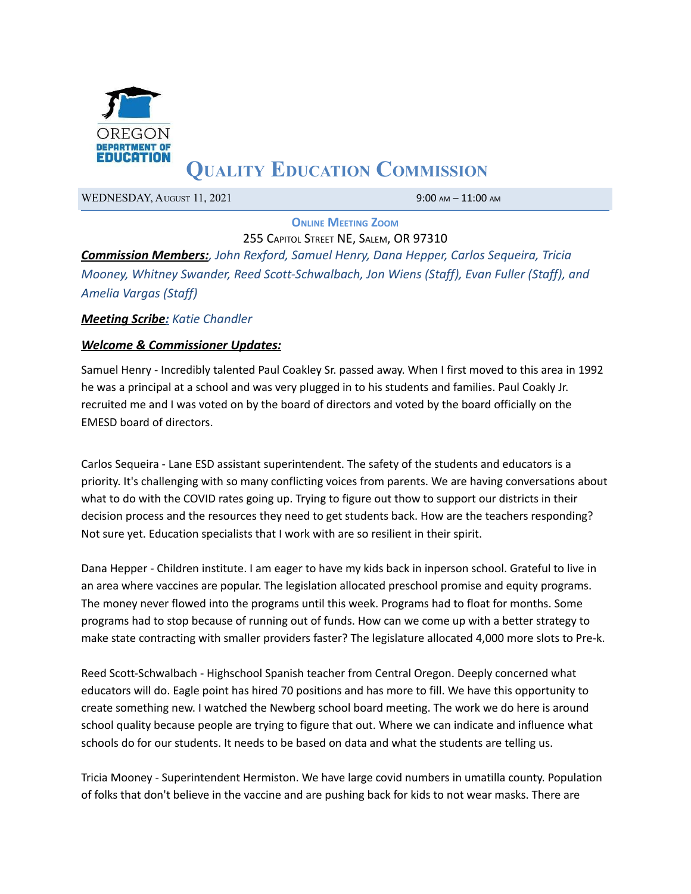OREGON DEPARTMENT OF EDUCATION

# Quality Education Commission

WEDNESDAY, August 11, 2021 | 9:00 AM – 11:00 AM

**Online Meeting Zoom**

255 Capitol Street NE, Salem, OR 97310

***Commission Members:**, John Rexford, Samuel Henry, Dana Hepper, Carlos Sequeira, Tricia Mooney, Whitney Swander, Reed Scott-Schwalbach, Jon Wiens (Staff), Evan Fuller (Staff), and Amelia Vargas (Staff)*

***Meeting Scribe**: Katie Chandler*

***Welcome & Commissioner Updates:***

Samuel Henry - Incredibly talented Paul Coakley Sr. passed away. When I first moved to this area in 1992 he was a principal at a school and was very plugged in to his students and families. Paul Coakly Jr. recruited me and I was voted on by the board of directors and voted by the board officially on the EMESD board of directors.

Carlos Sequeira - Lane ESD assistant superintendent. The safety of the students and educators is a priority. It's challenging with so many conflicting voices from parents. We are having conversations about what to do with the COVID rates going up. Trying to figure out thow to support our districts in their decision process and the resources they need to get students back. How are the teachers responding? Not sure yet. Education specialists that I work with are so resilient in their spirit.

Dana Hepper - Children institute. I am eager to have my kids back in inperson school. Grateful to live in an area where vaccines are popular. The legislation allocated preschool promise and equity programs. The money never flowed into the programs until this week. Programs had to float for months. Some programs had to stop because of running out of funds. How can we come up with a better strategy to make state contracting with smaller providers faster? The legislature allocated 4,000 more slots to Pre-k.

Reed Scott-Schwalbach - Highschool Spanish teacher from Central Oregon. Deeply concerned what educators will do. Eagle point has hired 70 positions and has more to fill. We have this opportunity to create something new. I watched the Newberg school board meeting. The work we do here is around school quality because people are trying to figure that out. Where we can indicate and influence what schools do for our students. It needs to be based on data and what the students are telling us.

Tricia Mooney - Superintendent Hermiston. We have large covid numbers in umatilla county. Population of folks that don't believe in the vaccine and are pushing back for kids to not wear masks. There are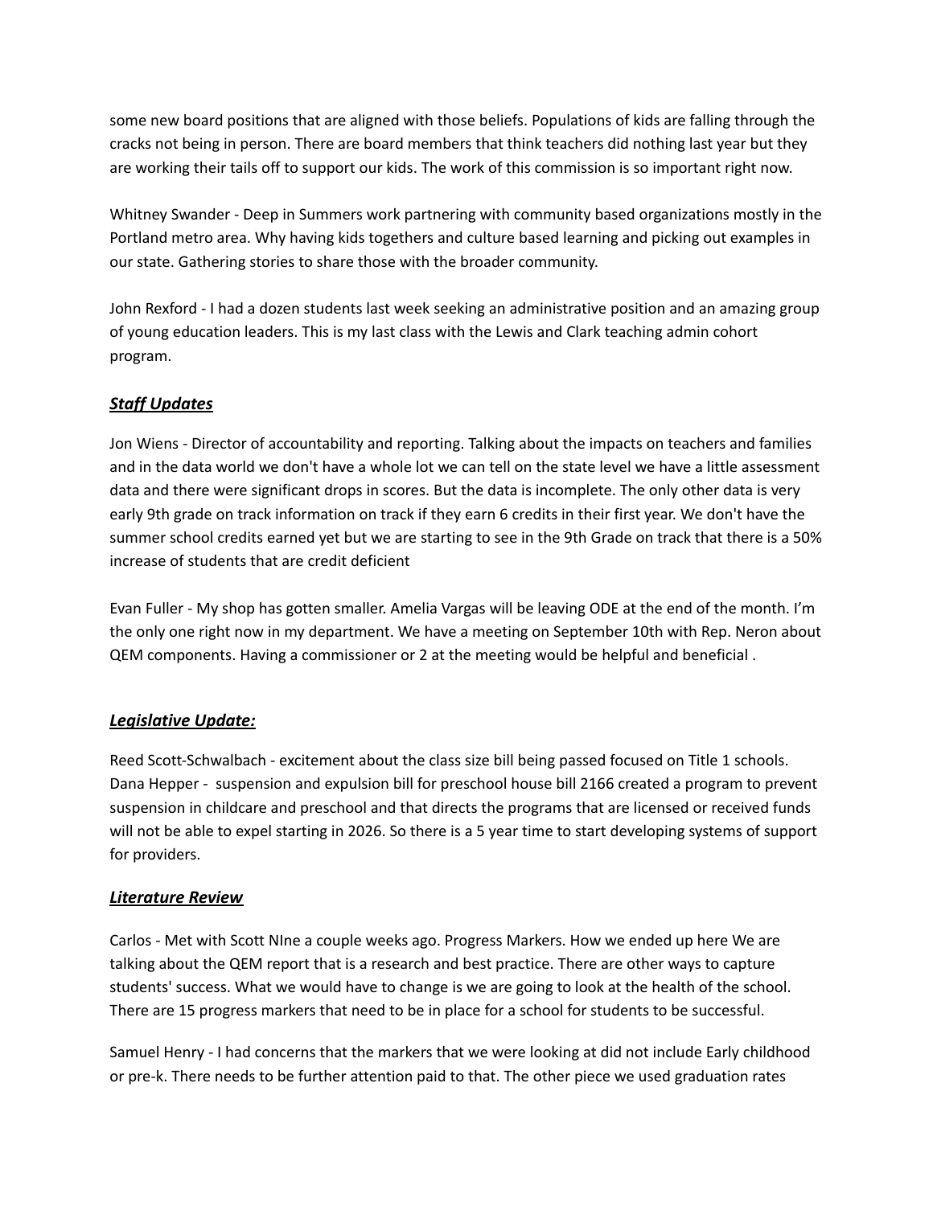some new board positions that are aligned with those beliefs. Populations of kids are falling through the cracks not being in person. There are board members that think teachers did nothing last year but they are working their tails off to support our kids. The work of this commission is so important right now.

Whitney Swander - Deep in Summers work partnering with community based organizations mostly in the Portland metro area. Why having kids togethers and culture based learning and picking out examples in our state. Gathering stories to share those with the broader community.

John Rexford - I had a dozen students last week seeking an administrative position and an amazing group of young education leaders. This is my last class with the Lewis and Clark teaching admin cohort program.

### ***Staff Updates***

Jon Wiens - Director of accountability and reporting. Talking about the impacts on teachers and families and in the data world we don't have a whole lot we can tell on the state level we have a little assessment data and there were significant drops in scores. But the data is incomplete. The only other data is very early 9th grade on track information on track if they earn 6 credits in their first year. We don't have the summer school credits earned yet but we are starting to see in the 9th Grade on track that there is a 50% increase of students that are credit deficient

Evan Fuller - My shop has gotten smaller. Amelia Vargas will be leaving ODE at the end of the month. I'm the only one right now in my department. We have a meeting on September 10th with Rep. Neron about QEM components. Having a commissioner or 2 at the meeting would be helpful and beneficial .

### ***Legislative Update:***

Reed Scott-Schwalbach - excitement about the class size bill being passed focused on Title 1 schools. Dana Hepper - suspension and expulsion bill for preschool house bill 2166 created a program to prevent suspension in childcare and preschool and that directs the programs that are licensed or received funds will not be able to expel starting in 2026. So there is a 5 year time to start developing systems of support for providers.

### ***Literature Review***

Carlos - Met with Scott NIne a couple weeks ago. Progress Markers. How we ended up here We are talking about the QEM report that is a research and best practice. There are other ways to capture students' success. What we would have to change is we are going to look at the health of the school. There are 15 progress markers that need to be in place for a school for students to be successful.

Samuel Henry - I had concerns that the markers that we were looking at did not include Early childhood or pre-k. There needs to be further attention paid to that. The other piece we used graduation rates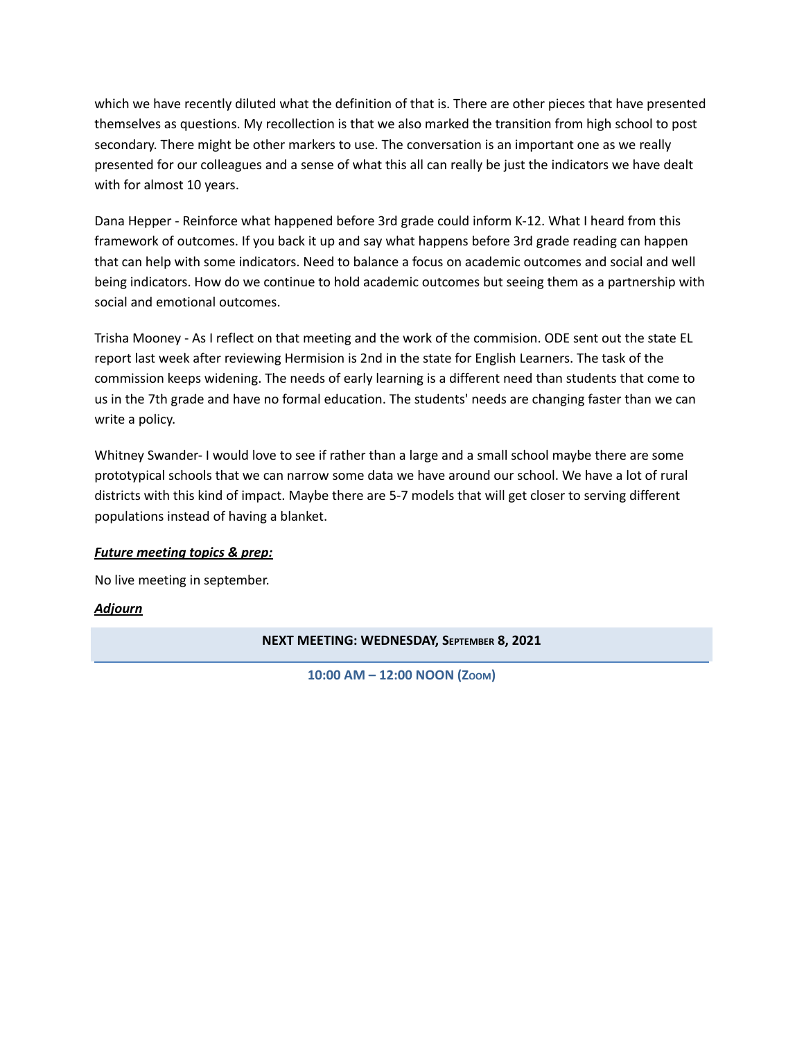which we have recently diluted what the definition of that is. There are other pieces that have presented themselves as questions. My recollection is that we also marked the transition from high school to post secondary. There might be other markers to use. The conversation is an important one as we really presented for our colleagues and a sense of what this all can really be just the indicators we have dealt with for almost 10 years.

Dana Hepper - Reinforce what happened before 3rd grade could inform K-12. What I heard from this framework of outcomes. If you back it up and say what happens before 3rd grade reading can happen that can help with some indicators. Need to balance a focus on academic outcomes and social and well being indicators. How do we continue to hold academic outcomes but seeing them as a partnership with social and emotional outcomes.

Trisha Mooney - As I reflect on that meeting and the work of the commision. ODE sent out the state EL report last week after reviewing Hermision is 2nd in the state for English Learners. The task of the commission keeps widening. The needs of early learning is a different need than students that come to us in the 7th grade and have no formal education. The students' needs are changing faster than we can write a policy.

Whitney Swander- I would love to see if rather than a large and a small school maybe there are some prototypical schools that we can narrow some data we have around our school. We have a lot of rural districts with this kind of impact. Maybe there are 5-7 models that will get closer to serving different populations instead of having a blanket.

***Future meeting topics & prep:***

No live meeting in september.

***Adjourn***

**NEXT MEETING: WEDNESDAY, SEPTEMBER 8, 2021**

**10:00 AM – 12:00 NOON (ZOOM)**